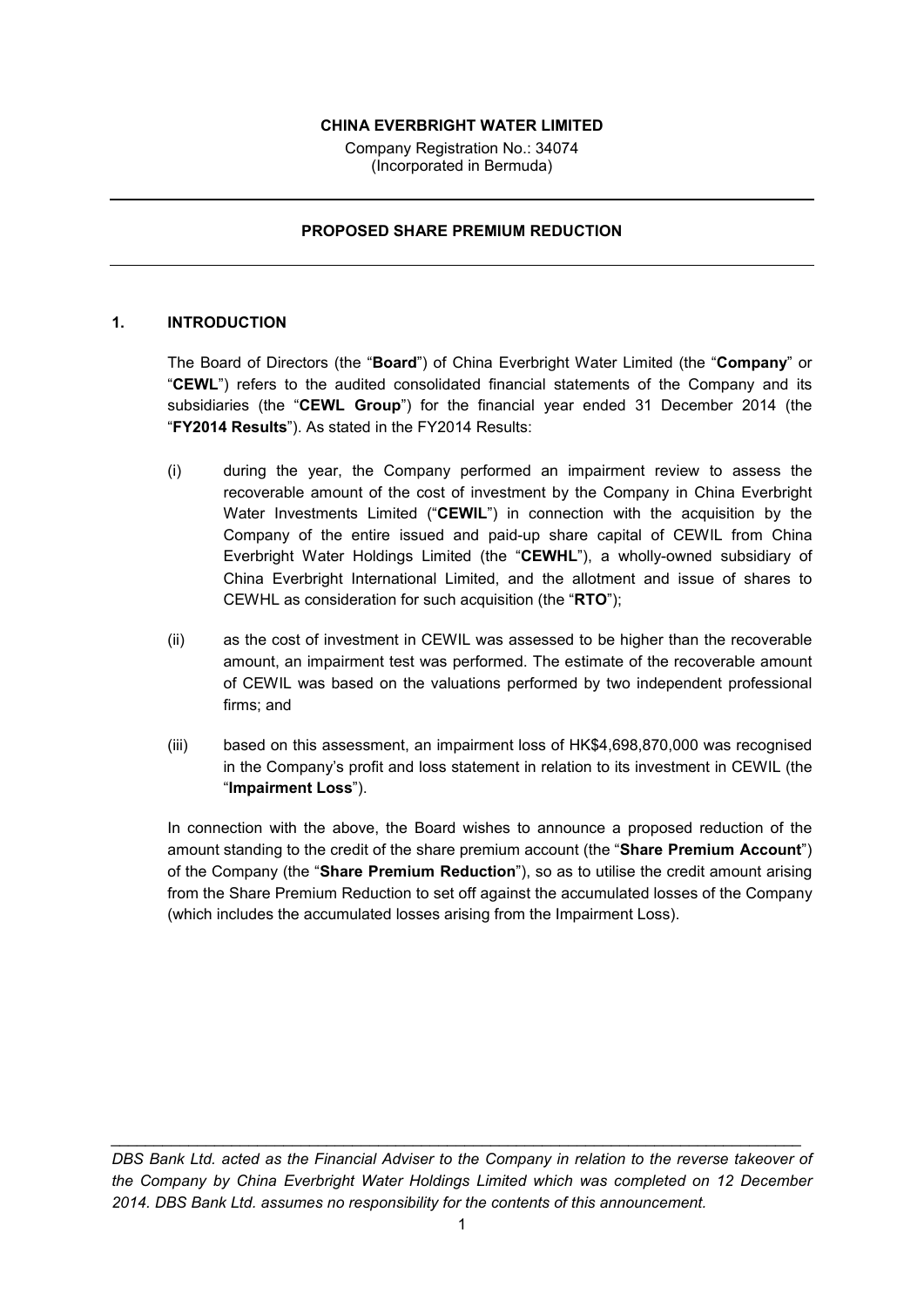**CHINA EVERBRIGHT WATER LIMITED**

Company Registration No.: 34074
(Incorporated in Bermuda)

---

**PROPOSED SHARE PREMIUM REDUCTION**

---

## 1. INTRODUCTION

The Board of Directors (the "**Board**") of China Everbright Water Limited (the "**Company**" or "**CEWL**") refers to the audited consolidated financial statements of the Company and its subsidiaries (the "**CEWL Group**") for the financial year ended 31 December 2014 (the "**FY2014 Results**"). As stated in the FY2014 Results:

(i) during the year, the Company performed an impairment review to assess the recoverable amount of the cost of investment by the Company in China Everbright Water Investments Limited ("**CEWIL**") in connection with the acquisition by the Company of the entire issued and paid-up share capital of CEWIL from China Everbright Water Holdings Limited (the "**CEWHL**"), a wholly-owned subsidiary of China Everbright International Limited, and the allotment and issue of shares to CEWHL as consideration for such acquisition (the "**RTO**");

(ii) as the cost of investment in CEWIL was assessed to be higher than the recoverable amount, an impairment test was performed. The estimate of the recoverable amount of CEWIL was based on the valuations performed by two independent professional firms; and

(iii) based on this assessment, an impairment loss of HK$4,698,870,000 was recognised in the Company's profit and loss statement in relation to its investment in CEWIL (the "**Impairment Loss**").

In connection with the above, the Board wishes to announce a proposed reduction of the amount standing to the credit of the share premium account (the "**Share Premium Account**") of the Company (the "**Share Premium Reduction**"), so as to utilise the credit amount arising from the Share Premium Reduction to set off against the accumulated losses of the Company (which includes the accumulated losses arising from the Impairment Loss).

---

*DBS Bank Ltd. acted as the Financial Adviser to the Company in relation to the reverse takeover of the Company by China Everbright Water Holdings Limited which was completed on 12 December 2014. DBS Bank Ltd. assumes no responsibility for the contents of this announcement.*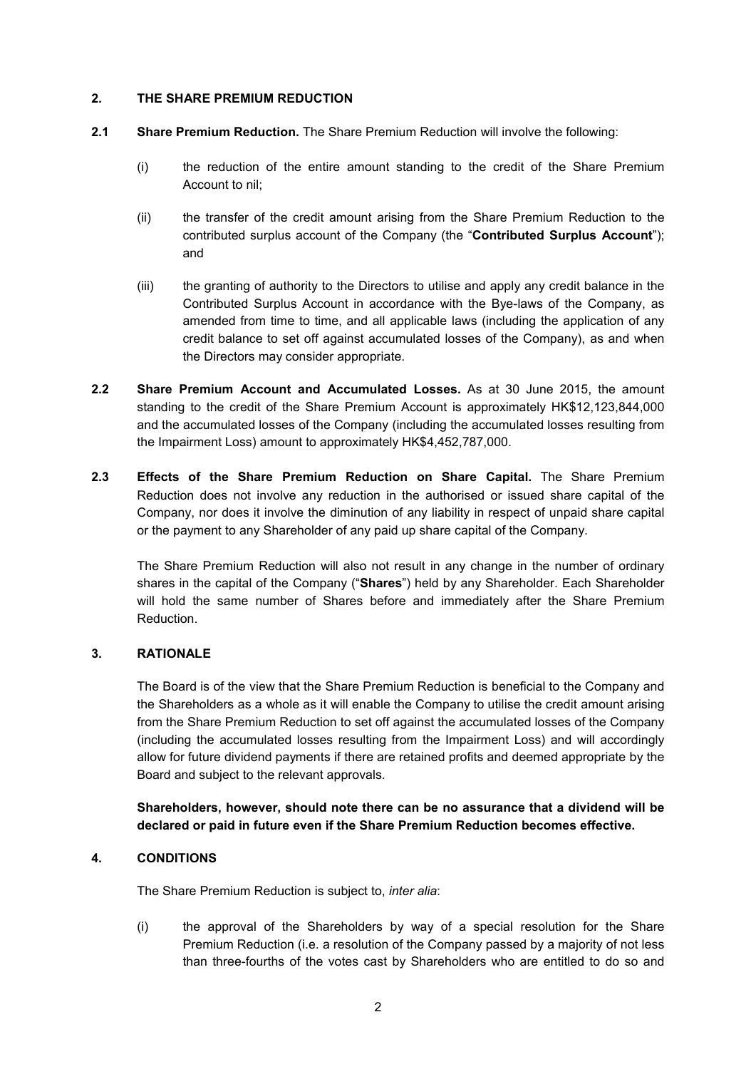## 2. THE SHARE PREMIUM REDUCTION

**2.1 Share Premium Reduction.** The Share Premium Reduction will involve the following:

(i) the reduction of the entire amount standing to the credit of the Share Premium Account to nil;

(ii) the transfer of the credit amount arising from the Share Premium Reduction to the contributed surplus account of the Company (the "**Contributed Surplus Account**"); and

(iii) the granting of authority to the Directors to utilise and apply any credit balance in the Contributed Surplus Account in accordance with the Bye-laws of the Company, as amended from time to time, and all applicable laws (including the application of any credit balance to set off against accumulated losses of the Company), as and when the Directors may consider appropriate.

**2.2 Share Premium Account and Accumulated Losses.** As at 30 June 2015, the amount standing to the credit of the Share Premium Account is approximately HK$12,123,844,000 and the accumulated losses of the Company (including the accumulated losses resulting from the Impairment Loss) amount to approximately HK$4,452,787,000.

**2.3 Effects of the Share Premium Reduction on Share Capital.** The Share Premium Reduction does not involve any reduction in the authorised or issued share capital of the Company, nor does it involve the diminution of any liability in respect of unpaid share capital or the payment to any Shareholder of any paid up share capital of the Company.

The Share Premium Reduction will also not result in any change in the number of ordinary shares in the capital of the Company ("**Shares**") held by any Shareholder. Each Shareholder will hold the same number of Shares before and immediately after the Share Premium Reduction.

## 3. RATIONALE

The Board is of the view that the Share Premium Reduction is beneficial to the Company and the Shareholders as a whole as it will enable the Company to utilise the credit amount arising from the Share Premium Reduction to set off against the accumulated losses of the Company (including the accumulated losses resulting from the Impairment Loss) and will accordingly allow for future dividend payments if there are retained profits and deemed appropriate by the Board and subject to the relevant approvals.

**Shareholders, however, should note there can be no assurance that a dividend will be declared or paid in future even if the Share Premium Reduction becomes effective.**

## 4. CONDITIONS

The Share Premium Reduction is subject to, *inter alia*:

(i) the approval of the Shareholders by way of a special resolution for the Share Premium Reduction (i.e. a resolution of the Company passed by a majority of not less than three-fourths of the votes cast by Shareholders who are entitled to do so and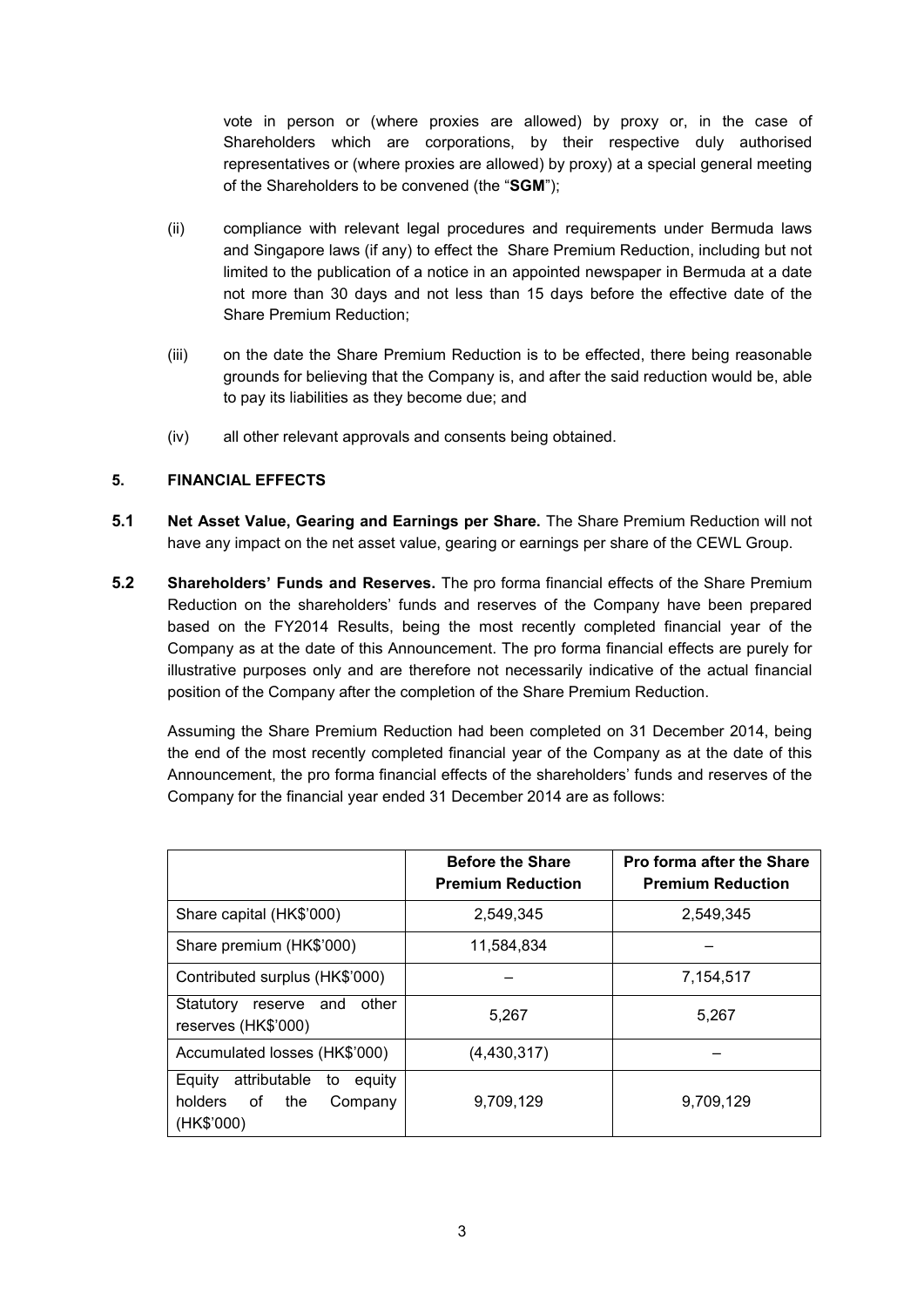vote in person or (where proxies are allowed) by proxy or, in the case of Shareholders which are corporations, by their respective duly authorised representatives or (where proxies are allowed) by proxy) at a special general meeting of the Shareholders to be convened (the "**SGM**");

(ii) compliance with relevant legal procedures and requirements under Bermuda laws and Singapore laws (if any) to effect the Share Premium Reduction, including but not limited to the publication of a notice in an appointed newspaper in Bermuda at a date not more than 30 days and not less than 15 days before the effective date of the Share Premium Reduction;

(iii) on the date the Share Premium Reduction is to be effected, there being reasonable grounds for believing that the Company is, and after the said reduction would be, able to pay its liabilities as they become due; and

(iv) all other relevant approvals and consents being obtained.

## 5. FINANCIAL EFFECTS

**5.1 Net Asset Value, Gearing and Earnings per Share.** The Share Premium Reduction will not have any impact on the net asset value, gearing or earnings per share of the CEWL Group.

**5.2 Shareholders' Funds and Reserves.** The pro forma financial effects of the Share Premium Reduction on the shareholders' funds and reserves of the Company have been prepared based on the FY2014 Results, being the most recently completed financial year of the Company as at the date of this Announcement. The pro forma financial effects are purely for illustrative purposes only and are therefore not necessarily indicative of the actual financial position of the Company after the completion of the Share Premium Reduction.

Assuming the Share Premium Reduction had been completed on 31 December 2014, being the end of the most recently completed financial year of the Company as at the date of this Announcement, the pro forma financial effects of the shareholders' funds and reserves of the Company for the financial year ended 31 December 2014 are as follows:

| | **Before the Share Premium Reduction** | **Pro forma after the Share Premium Reduction** |
|---|---|---|
| Share capital (HK$'000) | 2,549,345 | 2,549,345 |
| Share premium (HK$'000) | 11,584,834 | – |
| Contributed surplus (HK$'000) | – | 7,154,517 |
| Statutory reserve and other reserves (HK$'000) | 5,267 | 5,267 |
| Accumulated losses (HK$'000) | (4,430,317) | – |
| Equity attributable to equity holders of the Company (HK$'000) | 9,709,129 | 9,709,129 |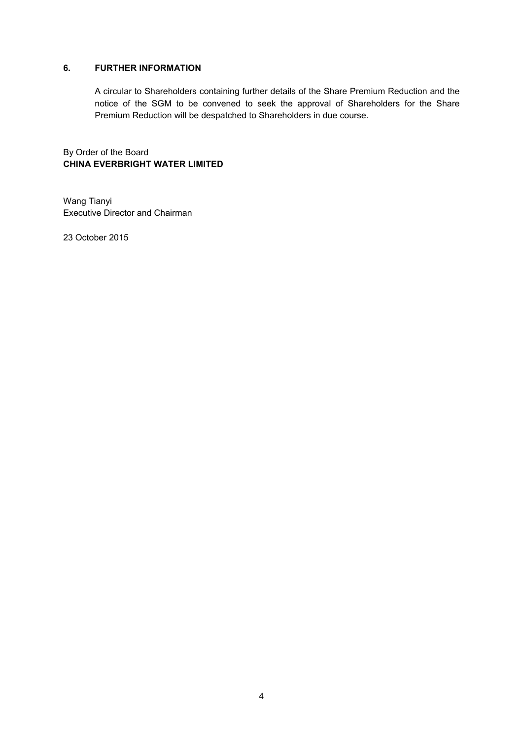## 6. FURTHER INFORMATION

A circular to Shareholders containing further details of the Share Premium Reduction and the notice of the SGM to be convened to seek the approval of Shareholders for the Share Premium Reduction will be despatched to Shareholders in due course.

By Order of the Board
**CHINA EVERBRIGHT WATER LIMITED**

Wang Tianyi
Executive Director and Chairman

23 October 2015